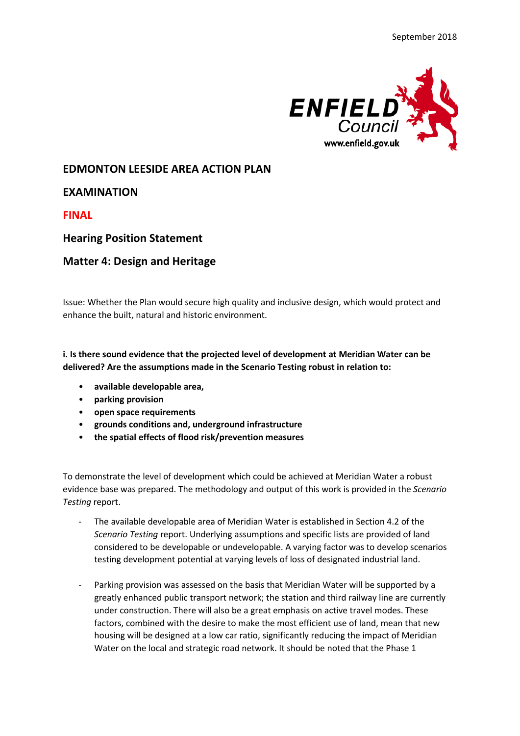September 2018

ENFIELD Council
www.enfield.gov.uk

# EDMONTON LEESIDE AREA ACTION PLAN

# EXAMINATION

**FINAL**

## Hearing Position Statement

## Matter 4: Design and Heritage

Issue: Whether the Plan would secure high quality and inclusive design, which would protect and enhance the built, natural and historic environment.

**i. Is there sound evidence that the projected level of development at Meridian Water can be delivered? Are the assumptions made in the Scenario Testing robust in relation to:**

- **available developable area,**
- **parking provision**
- **open space requirements**
- **grounds conditions and, underground infrastructure**
- **the spatial effects of flood risk/prevention measures**

To demonstrate the level of development which could be achieved at Meridian Water a robust evidence base was prepared. The methodology and output of this work is provided in the *Scenario Testing* report.

- The available developable area of Meridian Water is established in Section 4.2 of the *Scenario Testing* report. Underlying assumptions and specific lists are provided of land considered to be developable or undevelopable. A varying factor was to develop scenarios testing development potential at varying levels of loss of designated industrial land.

- Parking provision was assessed on the basis that Meridian Water will be supported by a greatly enhanced public transport network; the station and third railway line are currently under construction. There will also be a great emphasis on active travel modes. These factors, combined with the desire to make the most efficient use of land, mean that new housing will be designed at a low car ratio, significantly reducing the impact of Meridian Water on the local and strategic road network. It should be noted that the Phase 1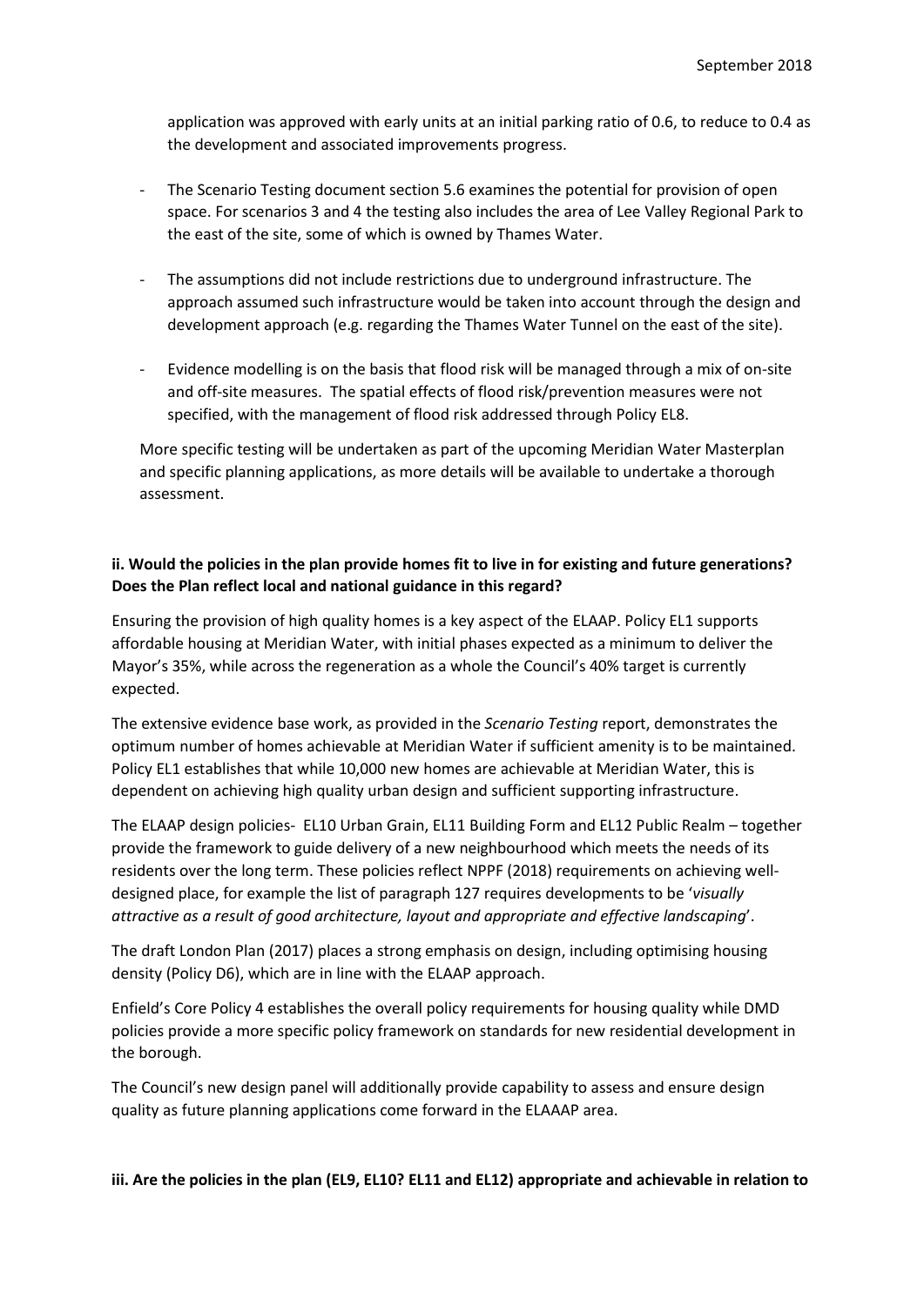application was approved with early units at an initial parking ratio of 0.6, to reduce to 0.4 as the development and associated improvements progress.

- The Scenario Testing document section 5.6 examines the potential for provision of open space. For scenarios 3 and 4 the testing also includes the area of Lee Valley Regional Park to the east of the site, some of which is owned by Thames Water.

- The assumptions did not include restrictions due to underground infrastructure. The approach assumed such infrastructure would be taken into account through the design and development approach (e.g. regarding the Thames Water Tunnel on the east of the site).

- Evidence modelling is on the basis that flood risk will be managed through a mix of on-site and off-site measures. The spatial effects of flood risk/prevention measures were not specified, with the management of flood risk addressed through Policy EL8.

More specific testing will be undertaken as part of the upcoming Meridian Water Masterplan and specific planning applications, as more details will be available to undertake a thorough assessment.

**ii. Would the policies in the plan provide homes fit to live in for existing and future generations? Does the Plan reflect local and national guidance in this regard?**

Ensuring the provision of high quality homes is a key aspect of the ELAAP. Policy EL1 supports affordable housing at Meridian Water, with initial phases expected as a minimum to deliver the Mayor's 35%, while across the regeneration as a whole the Council's 40% target is currently expected.

The extensive evidence base work, as provided in the *Scenario Testing* report, demonstrates the optimum number of homes achievable at Meridian Water if sufficient amenity is to be maintained. Policy EL1 establishes that while 10,000 new homes are achievable at Meridian Water, this is dependent on achieving high quality urban design and sufficient supporting infrastructure.

The ELAAP design policies- EL10 Urban Grain, EL11 Building Form and EL12 Public Realm – together provide the framework to guide delivery of a new neighbourhood which meets the needs of its residents over the long term. These policies reflect NPPF (2018) requirements on achieving well-designed place, for example the list of paragraph 127 requires developments to be '*visually attractive as a result of good architecture, layout and appropriate and effective landscaping*'.

The draft London Plan (2017) places a strong emphasis on design, including optimising housing density (Policy D6), which are in line with the ELAAP approach.

Enfield's Core Policy 4 establishes the overall policy requirements for housing quality while DMD policies provide a more specific policy framework on standards for new residential development in the borough.

The Council's new design panel will additionally provide capability to assess and ensure design quality as future planning applications come forward in the ELAAAP area.

**iii. Are the policies in the plan (EL9, EL10? EL11 and EL12) appropriate and achievable in relation to**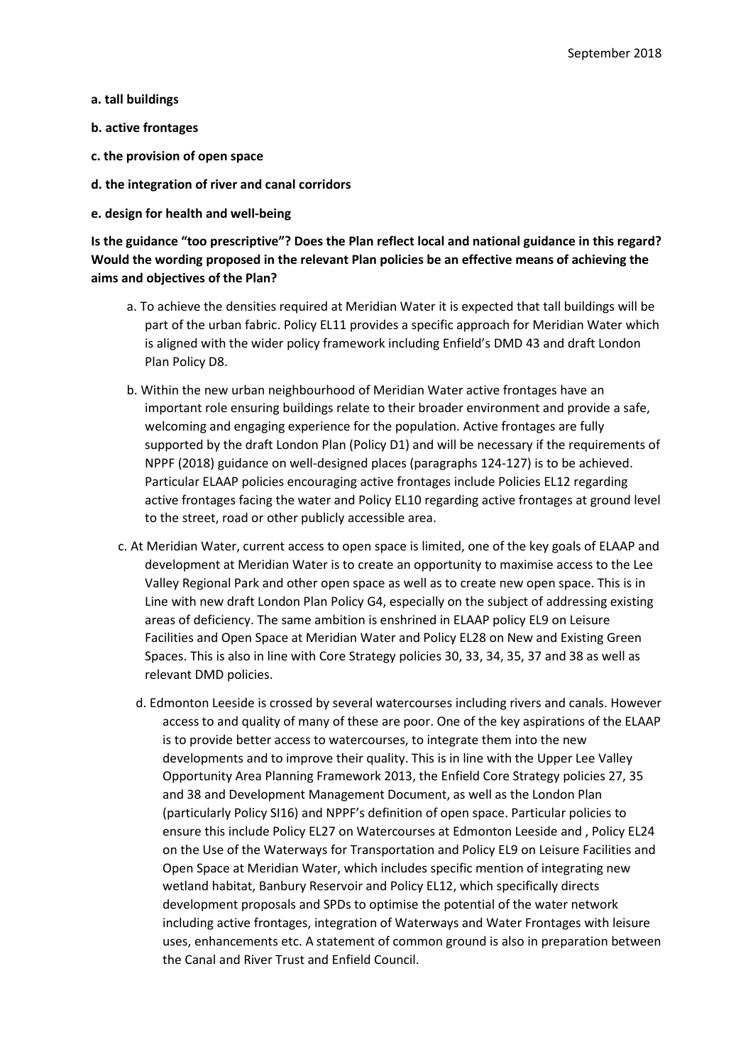**a. tall buildings**

**b. active frontages**

**c. the provision of open space**

**d. the integration of river and canal corridors**

**e. design for health and well-being**

**Is the guidance "too prescriptive"? Does the Plan reflect local and national guidance in this regard? Would the wording proposed in the relevant Plan policies be an effective means of achieving the aims and objectives of the Plan?**

a. To achieve the densities required at Meridian Water it is expected that tall buildings will be part of the urban fabric. Policy EL11 provides a specific approach for Meridian Water which is aligned with the wider policy framework including Enfield's DMD 43 and draft London Plan Policy D8.

b. Within the new urban neighbourhood of Meridian Water active frontages have an important role ensuring buildings relate to their broader environment and provide a safe, welcoming and engaging experience for the population. Active frontages are fully supported by the draft London Plan (Policy D1) and will be necessary if the requirements of NPPF (2018) guidance on well-designed places (paragraphs 124-127) is to be achieved. Particular ELAAP policies encouraging active frontages include Policies EL12 regarding active frontages facing the water and Policy EL10 regarding active frontages at ground level to the street, road or other publicly accessible area.

c. At Meridian Water, current access to open space is limited, one of the key goals of ELAAP and development at Meridian Water is to create an opportunity to maximise access to the Lee Valley Regional Park and other open space as well as to create new open space. This is in Line with new draft London Plan Policy G4, especially on the subject of addressing existing areas of deficiency. The same ambition is enshrined in ELAAP policy EL9 on Leisure Facilities and Open Space at Meridian Water and Policy EL28 on New and Existing Green Spaces. This is also in line with Core Strategy policies 30, 33, 34, 35, 37 and 38 as well as relevant DMD policies.

d. Edmonton Leeside is crossed by several watercourses including rivers and canals. However access to and quality of many of these are poor. One of the key aspirations of the ELAAP is to provide better access to watercourses, to integrate them into the new developments and to improve their quality. This is in line with the Upper Lee Valley Opportunity Area Planning Framework 2013, the Enfield Core Strategy policies 27, 35 and 38 and Development Management Document, as well as the London Plan (particularly Policy SI16) and NPPF's definition of open space. Particular policies to ensure this include Policy EL27 on Watercourses at Edmonton Leeside and , Policy EL24 on the Use of the Waterways for Transportation and Policy EL9 on Leisure Facilities and Open Space at Meridian Water, which includes specific mention of integrating new wetland habitat, Banbury Reservoir and Policy EL12, which specifically directs development proposals and SPDs to optimise the potential of the water network including active frontages, integration of Waterways and Water Frontages with leisure uses, enhancements etc. A statement of common ground is also in preparation between the Canal and River Trust and Enfield Council.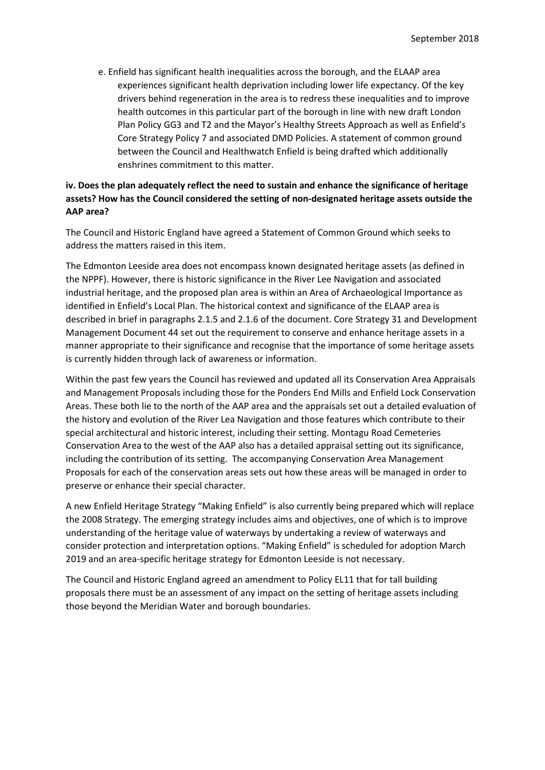e. Enfield has significant health inequalities across the borough, and the ELAAP area experiences significant health deprivation including lower life expectancy. Of the key drivers behind regeneration in the area is to redress these inequalities and to improve health outcomes in this particular part of the borough in line with new draft London Plan Policy GG3 and T2 and the Mayor's Healthy Streets Approach as well as Enfield's Core Strategy Policy 7 and associated DMD Policies. A statement of common ground between the Council and Healthwatch Enfield is being drafted which additionally enshrines commitment to this matter.

**iv. Does the plan adequately reflect the need to sustain and enhance the significance of heritage assets? How has the Council considered the setting of non-designated heritage assets outside the AAP area?**

The Council and Historic England have agreed a Statement of Common Ground which seeks to address the matters raised in this item.

The Edmonton Leeside area does not encompass known designated heritage assets (as defined in the NPPF). However, there is historic significance in the River Lee Navigation and associated industrial heritage, and the proposed plan area is within an Area of Archaeological Importance as identified in Enfield's Local Plan. The historical context and significance of the ELAAP area is described in brief in paragraphs 2.1.5 and 2.1.6 of the document. Core Strategy 31 and Development Management Document 44 set out the requirement to conserve and enhance heritage assets in a manner appropriate to their significance and recognise that the importance of some heritage assets is currently hidden through lack of awareness or information.

Within the past few years the Council has reviewed and updated all its Conservation Area Appraisals and Management Proposals including those for the Ponders End Mills and Enfield Lock Conservation Areas. These both lie to the north of the AAP area and the appraisals set out a detailed evaluation of the history and evolution of the River Lea Navigation and those features which contribute to their special architectural and historic interest, including their setting. Montagu Road Cemeteries Conservation Area to the west of the AAP also has a detailed appraisal setting out its significance, including the contribution of its setting. The accompanying Conservation Area Management Proposals for each of the conservation areas sets out how these areas will be managed in order to preserve or enhance their special character.

A new Enfield Heritage Strategy "Making Enfield" is also currently being prepared which will replace the 2008 Strategy. The emerging strategy includes aims and objectives, one of which is to improve understanding of the heritage value of waterways by undertaking a review of waterways and consider protection and interpretation options. "Making Enfield" is scheduled for adoption March 2019 and an area-specific heritage strategy for Edmonton Leeside is not necessary.

The Council and Historic England agreed an amendment to Policy EL11 that for tall building proposals there must be an assessment of any impact on the setting of heritage assets including those beyond the Meridian Water and borough boundaries.